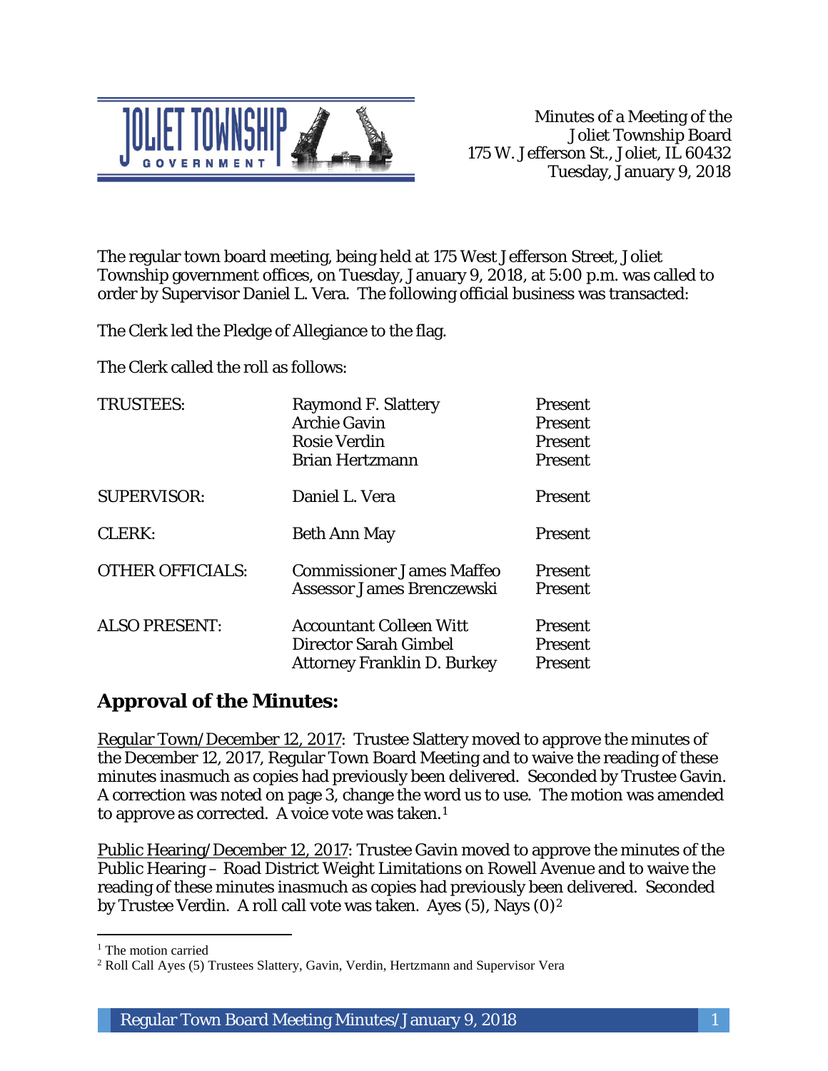Minutes of a Meeting of the
Joliet Township Board
175 W. Jefferson St., Joliet, IL 60432
Tuesday, January 9, 2018

The regular town board meeting, being held at 175 West Jefferson Street, Joliet Township government offices, on Tuesday, January 9, 2018, at 5:00 p.m. was called to order by Supervisor Daniel L. Vera. The following official business was transacted:

The Clerk led the Pledge of Allegiance to the flag.

The Clerk called the roll as follows:

| | | |
|---|---|---|
| TRUSTEES: | Raymond F. Slattery | Present |
| | Archie Gavin | Present |
| | Rosie Verdin | Present |
| | Brian Hertzmann | Present |
| SUPERVISOR: | Daniel L. Vera | Present |
| CLERK: | Beth Ann May | Present |
| OTHER OFFICIALS: | Commissioner James Maffeo | Present |
| | Assessor James Brenczewski | Present |
| ALSO PRESENT: | Accountant Colleen Witt | Present |
| | Director Sarah Gimbel | Present |
| | Attorney Franklin D. Burkey | Present |

## Approval of the Minutes:

Regular Town/December 12, 2017: Trustee Slattery moved to approve the minutes of the December 12, 2017, Regular Town Board Meeting and to waive the reading of these minutes inasmuch as copies had previously been delivered. Seconded by Trustee Gavin. A correction was noted on page 3, change the word us to use. The motion was amended to approve as corrected. A voice vote was taken.[1]

Public Hearing/December 12, 2017: Trustee Gavin moved to approve the minutes of the Public Hearing – Road District Weight Limitations on Rowell Avenue and to waive the reading of these minutes inasmuch as copies had previously been delivered. Seconded by Trustee Verdin. A roll call vote was taken. Ayes (5), Nays (0)[2]

[1] The motion carried

[2] Roll Call Ayes (5) Trustees Slattery, Gavin, Verdin, Hertzmann and Supervisor Vera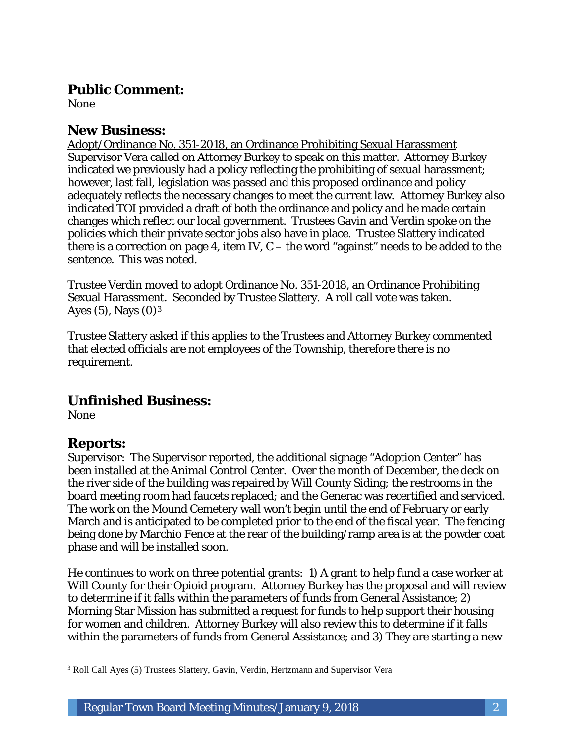## Public Comment:

None

## New Business:

Adopt/Ordinance No. 351-2018, an Ordinance Prohibiting Sexual Harassment

Supervisor Vera called on Attorney Burkey to speak on this matter. Attorney Burkey indicated we previously had a policy reflecting the prohibiting of sexual harassment; however, last fall, legislation was passed and this proposed ordinance and policy adequately reflects the necessary changes to meet the current law. Attorney Burkey also indicated TOI provided a draft of both the ordinance and policy and he made certain changes which reflect our local government. Trustees Gavin and Verdin spoke on the policies which their private sector jobs also have in place. Trustee Slattery indicated there is a correction on page 4, item IV, C – the word "against" needs to be added to the sentence. This was noted.

Trustee Verdin moved to adopt Ordinance No. 351-2018, an Ordinance Prohibiting Sexual Harassment. Seconded by Trustee Slattery. A roll call vote was taken. Ayes (5), Nays (0)[3]

Trustee Slattery asked if this applies to the Trustees and Attorney Burkey commented that elected officials are not employees of the Township, therefore there is no requirement.

## Unfinished Business:

None

## Reports:

Supervisor: The Supervisor reported, the additional signage "Adoption Center" has been installed at the Animal Control Center. Over the month of December, the deck on the river side of the building was repaired by Will County Siding; the restrooms in the board meeting room had faucets replaced; and the Generac was recertified and serviced. The work on the Mound Cemetery wall won't begin until the end of February or early March and is anticipated to be completed prior to the end of the fiscal year. The fencing being done by Marchio Fence at the rear of the building/ramp area is at the powder coat phase and will be installed soon.

He continues to work on three potential grants: 1) A grant to help fund a case worker at Will County for their Opioid program. Attorney Burkey has the proposal and will review to determine if it falls within the parameters of funds from General Assistance; 2) Morning Star Mission has submitted a request for funds to help support their housing for women and children. Attorney Burkey will also review this to determine if it falls within the parameters of funds from General Assistance; and 3) They are starting a new

---

[3] Roll Call Ayes (5) Trustees Slattery, Gavin, Verdin, Hertzmann and Supervisor Vera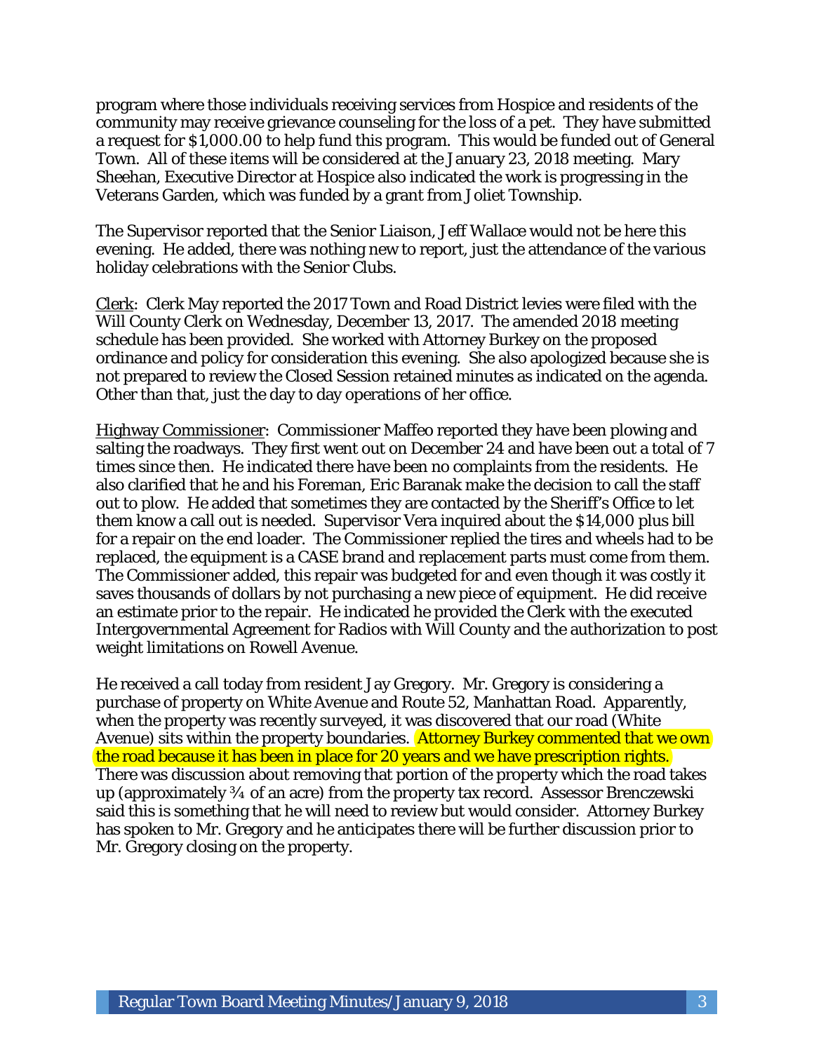program where those individuals receiving services from Hospice and residents of the community may receive grievance counseling for the loss of a pet. They have submitted a request for $1,000.00 to help fund this program. This would be funded out of General Town. All of these items will be considered at the January 23, 2018 meeting. Mary Sheehan, Executive Director at Hospice also indicated the work is progressing in the Veterans Garden, which was funded by a grant from Joliet Township.

The Supervisor reported that the Senior Liaison, Jeff Wallace would not be here this evening. He added, there was nothing new to report, just the attendance of the various holiday celebrations with the Senior Clubs.

<u>Clerk</u>: Clerk May reported the 2017 Town and Road District levies were filed with the Will County Clerk on Wednesday, December 13, 2017. The amended 2018 meeting schedule has been provided. She worked with Attorney Burkey on the proposed ordinance and policy for consideration this evening. She also apologized because she is not prepared to review the Closed Session retained minutes as indicated on the agenda. Other than that, just the day to day operations of her office.

<u>Highway Commissioner</u>: Commissioner Maffeo reported they have been plowing and salting the roadways. They first went out on December 24 and have been out a total of 7 times since then. He indicated there have been no complaints from the residents. He also clarified that he and his Foreman, Eric Baranak make the decision to call the staff out to plow. He added that sometimes they are contacted by the Sheriff's Office to let them know a call out is needed. Supervisor Vera inquired about the $14,000 plus bill for a repair on the end loader. The Commissioner replied the tires and wheels had to be replaced, the equipment is a CASE brand and replacement parts must come from them. The Commissioner added, this repair was budgeted for and even though it was costly it saves thousands of dollars by not purchasing a new piece of equipment. He did receive an estimate prior to the repair. He indicated he provided the Clerk with the executed Intergovernmental Agreement for Radios with Will County and the authorization to post weight limitations on Rowell Avenue.

He received a call today from resident Jay Gregory. Mr. Gregory is considering a purchase of property on White Avenue and Route 52, Manhattan Road. Apparently, when the property was recently surveyed, it was discovered that our road (White Avenue) sits within the property boundaries. Attorney Burkey commented that we own the road because it has been in place for 20 years and we have prescription rights. There was discussion about removing that portion of the property which the road takes up (approximately ¾ of an acre) from the property tax record. Assessor Brenczewski said this is something that he will need to review but would consider. Attorney Burkey has spoken to Mr. Gregory and he anticipates there will be further discussion prior to Mr. Gregory closing on the property.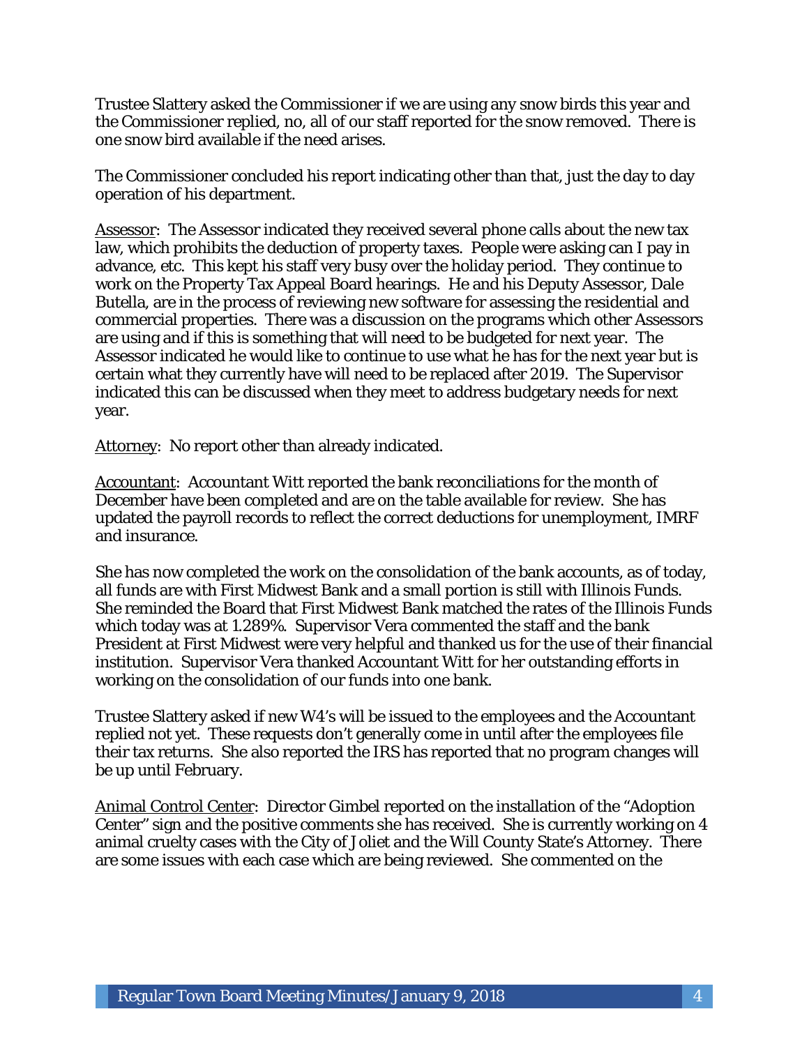Trustee Slattery asked the Commissioner if we are using any snow birds this year and the Commissioner replied, no, all of our staff reported for the snow removed. There is one snow bird available if the need arises.

The Commissioner concluded his report indicating other than that, just the day to day operation of his department.

Assessor: The Assessor indicated they received several phone calls about the new tax law, which prohibits the deduction of property taxes. People were asking can I pay in advance, etc. This kept his staff very busy over the holiday period. They continue to work on the Property Tax Appeal Board hearings. He and his Deputy Assessor, Dale Butella, are in the process of reviewing new software for assessing the residential and commercial properties. There was a discussion on the programs which other Assessors are using and if this is something that will need to be budgeted for next year. The Assessor indicated he would like to continue to use what he has for the next year but is certain what they currently have will need to be replaced after 2019. The Supervisor indicated this can be discussed when they meet to address budgetary needs for next year.

Attorney: No report other than already indicated.

Accountant: Accountant Witt reported the bank reconciliations for the month of December have been completed and are on the table available for review. She has updated the payroll records to reflect the correct deductions for unemployment, IMRF and insurance.

She has now completed the work on the consolidation of the bank accounts, as of today, all funds are with First Midwest Bank and a small portion is still with Illinois Funds. She reminded the Board that First Midwest Bank matched the rates of the Illinois Funds which today was at 1.289%. Supervisor Vera commented the staff and the bank President at First Midwest were very helpful and thanked us for the use of their financial institution. Supervisor Vera thanked Accountant Witt for her outstanding efforts in working on the consolidation of our funds into one bank.

Trustee Slattery asked if new W4's will be issued to the employees and the Accountant replied not yet. These requests don't generally come in until after the employees file their tax returns. She also reported the IRS has reported that no program changes will be up until February.

Animal Control Center: Director Gimbel reported on the installation of the "Adoption Center" sign and the positive comments she has received. She is currently working on 4 animal cruelty cases with the City of Joliet and the Will County State's Attorney. There are some issues with each case which are being reviewed. She commented on the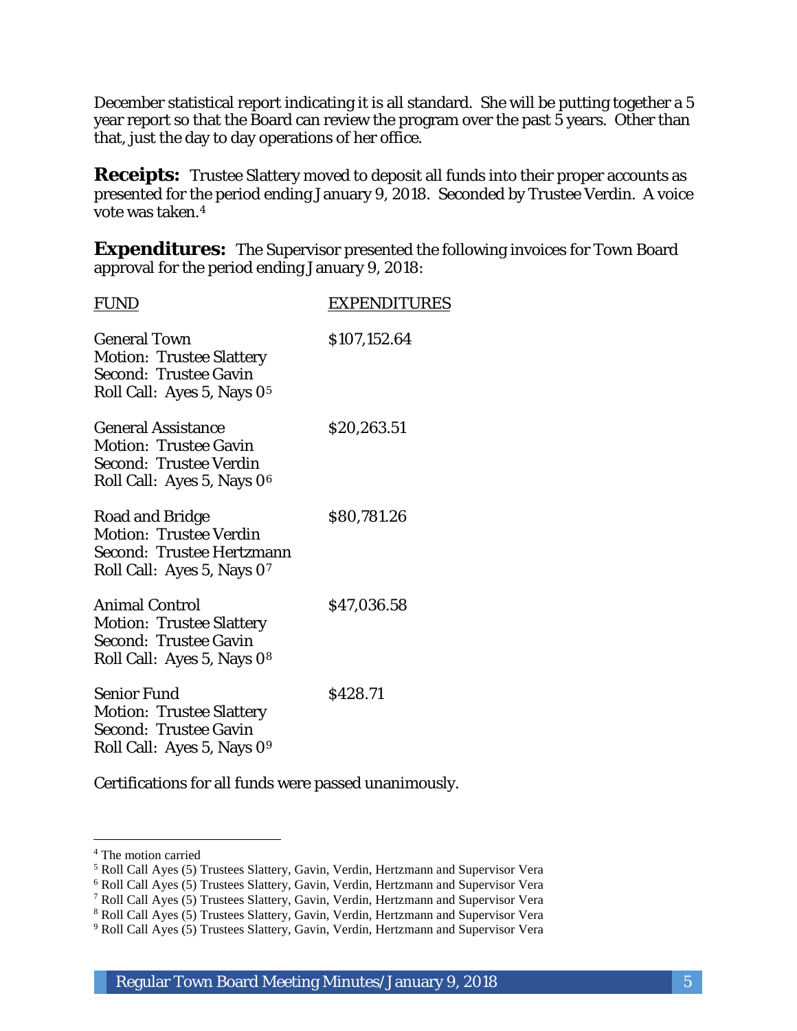December statistical report indicating it is all standard. She will be putting together a 5 year report so that the Board can review the program over the past 5 years. Other than that, just the day to day operations of her office.

**Receipts:** Trustee Slattery moved to deposit all funds into their proper accounts as presented for the period ending January 9, 2018. Seconded by Trustee Verdin. A voice vote was taken.[4]

**Expenditures:** The Supervisor presented the following invoices for Town Board approval for the period ending January 9, 2018:

| FUND | EXPENDITURES |
|---|---|
| General Town<br>Motion: Trustee Slattery<br>Second: Trustee Gavin<br>Roll Call: Ayes 5, Nays 0[5] | $107,152.64 |
| General Assistance<br>Motion: Trustee Gavin<br>Second: Trustee Verdin<br>Roll Call: Ayes 5, Nays 0[6] | $20,263.51 |
| Road and Bridge<br>Motion: Trustee Verdin<br>Second: Trustee Hertzmann<br>Roll Call: Ayes 5, Nays 0[7] | $80,781.26 |
| Animal Control<br>Motion: Trustee Slattery<br>Second: Trustee Gavin<br>Roll Call: Ayes 5, Nays 0[8] | $47,036.58 |
| Senior Fund<br>Motion: Trustee Slattery<br>Second: Trustee Gavin<br>Roll Call: Ayes 5, Nays 0[9] | $428.71 |

Certifications for all funds were passed unanimously.

---

[4] The motion carried

[5] Roll Call Ayes (5) Trustees Slattery, Gavin, Verdin, Hertzmann and Supervisor Vera

[6] Roll Call Ayes (5) Trustees Slattery, Gavin, Verdin, Hertzmann and Supervisor Vera

[7] Roll Call Ayes (5) Trustees Slattery, Gavin, Verdin, Hertzmann and Supervisor Vera

[8] Roll Call Ayes (5) Trustees Slattery, Gavin, Verdin, Hertzmann and Supervisor Vera

[9] Roll Call Ayes (5) Trustees Slattery, Gavin, Verdin, Hertzmann and Supervisor Vera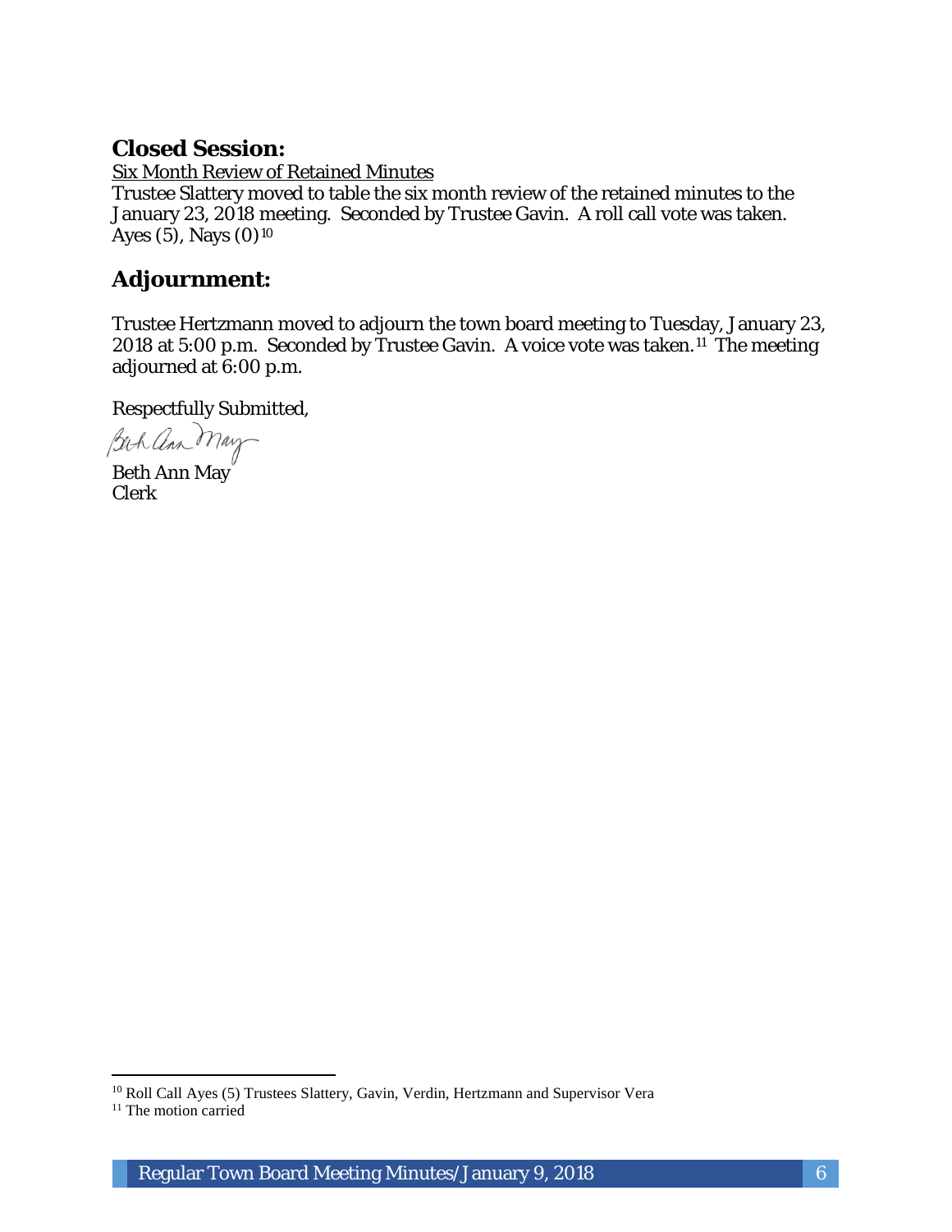## Closed Session:

Six Month Review of Retained Minutes

Trustee Slattery moved to table the six month review of the retained minutes to the January 23, 2018 meeting. Seconded by Trustee Gavin. A roll call vote was taken. Ayes (5), Nays (0)[10]

## Adjournment:

Trustee Hertzmann moved to adjourn the town board meeting to Tuesday, January 23, 2018 at 5:00 p.m. Seconded by Trustee Gavin. A voice vote was taken.[11] The meeting adjourned at 6:00 p.m.

Respectfully Submitted,

Beth Ann May
Clerk

---

[10] Roll Call Ayes (5) Trustees Slattery, Gavin, Verdin, Hertzmann and Supervisor Vera

[11] The motion carried